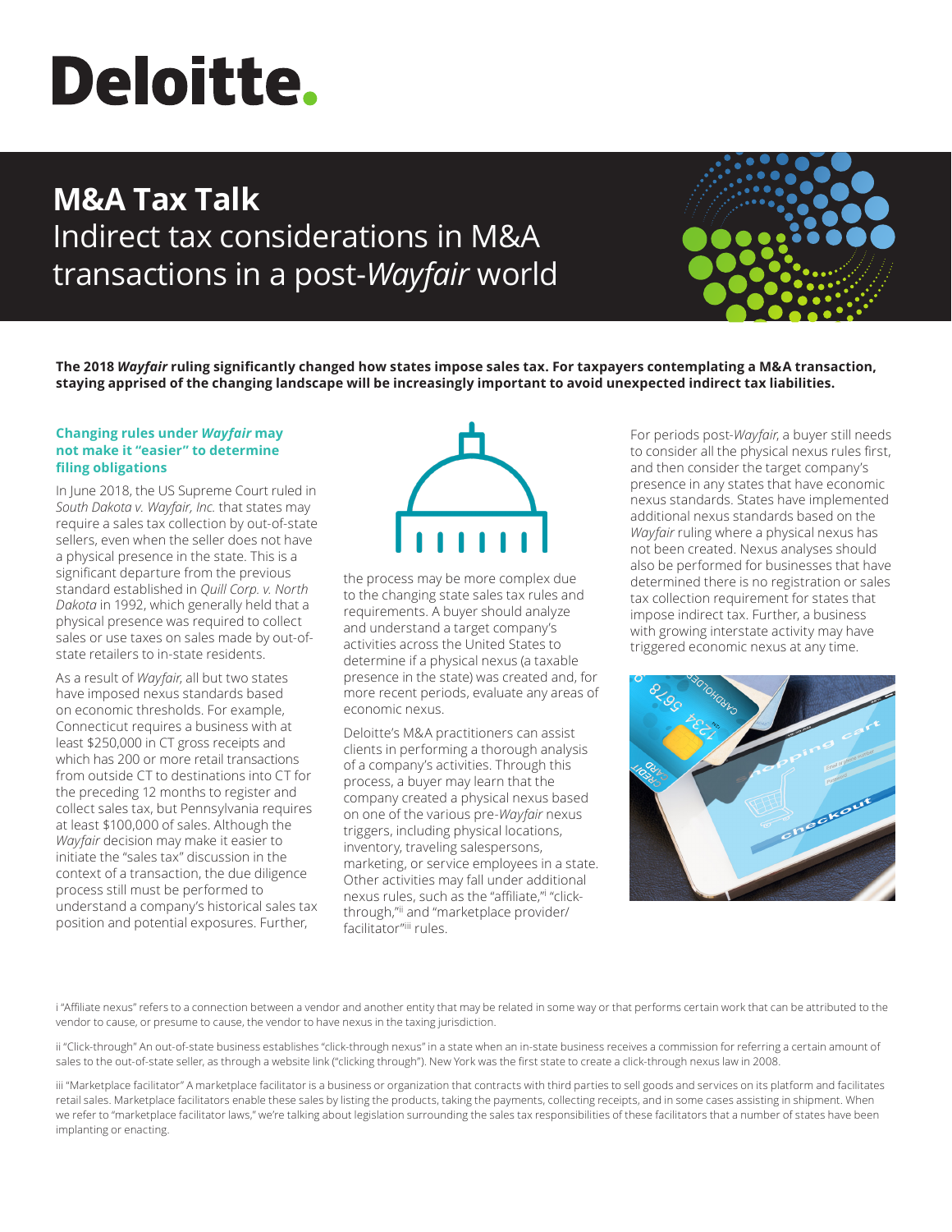# Deloitte.

## M&A Tax Talk

Indirect tax considerations in M&A transactions in a post-*Wayfair* world

**The 2018 *Wayfair* ruling significantly changed how states impose sales tax. For taxpayers contemplating a M&A transaction, staying apprised of the changing landscape will be increasingly important to avoid unexpected indirect tax liabilities.**

### Changing rules under *Wayfair* may not make it "easier" to determine filing obligations

In June 2018, the US Supreme Court ruled in *South Dakota v. Wayfair, Inc.* that states may require a sales tax collection by out-of-state sellers, even when the seller does not have a physical presence in the state. This is a significant departure from the previous standard established in *Quill Corp. v. North Dakota* in 1992, which generally held that a physical presence was required to collect sales or use taxes on sales made by out-of-state retailers to in-state residents.

As a result of *Wayfair*, all but two states have imposed nexus standards based on economic thresholds. For example, Connecticut requires a business with at least $250,000 in CT gross receipts and which has 200 or more retail transactions from outside CT to destinations into CT for the preceding 12 months to register and collect sales tax, but Pennsylvania requires at least $100,000 of sales. Although the *Wayfair* decision may make it easier to initiate the "sales tax" discussion in the context of a transaction, the due diligence process still must be performed to understand a company's historical sales tax position and potential exposures. Further, the process may be more complex due to the changing state sales tax rules and requirements. A buyer should analyze and understand a target company's activities across the United States to determine if a physical nexus (a taxable presence in the state) was created and, for more recent periods, evaluate any areas of economic nexus.

Deloitte's M&A practitioners can assist clients in performing a thorough analysis of a company's activities. Through this process, a buyer may learn that the company created a physical nexus based on one of the various pre-*Wayfair* nexus triggers, including physical locations, inventory, traveling salespersons, marketing, or service employees in a state. Other activities may fall under additional nexus rules, such as the "affiliate,"[i] "click-through,"[ii] and "marketplace provider/facilitator"[iii] rules.

For periods post-*Wayfair*, a buyer still needs to consider all the physical nexus rules first, and then consider the target company's presence in any states that have economic nexus standards. States have implemented additional nexus standards based on the *Wayfair* ruling where a physical nexus has not been created. Nexus analyses should also be performed for businesses that have determined there is no registration or sales tax collection requirement for states that impose indirect tax. Further, a business with growing interstate activity may have triggered economic nexus at any time.

---

i "Affiliate nexus" refers to a connection between a vendor and another entity that may be related in some way or that performs certain work that can be attributed to the vendor to cause, or presume to cause, the vendor to have nexus in the taxing jurisdiction.

ii "Click-through" An out-of-state business establishes "click-through nexus" in a state when an in-state business receives a commission for referring a certain amount of sales to the out-of-state seller, as through a website link ("clicking through"). New York was the first state to create a click-through nexus law in 2008.

iii "Marketplace facilitator" A marketplace facilitator is a business or organization that contracts with third parties to sell goods and services on its platform and facilitates retail sales. Marketplace facilitators enable these sales by listing the products, taking the payments, collecting receipts, and in some cases assisting in shipment. When we refer to "marketplace facilitator laws," we're talking about legislation surrounding the sales tax responsibilities of these facilitators that a number of states have been implanting or enacting.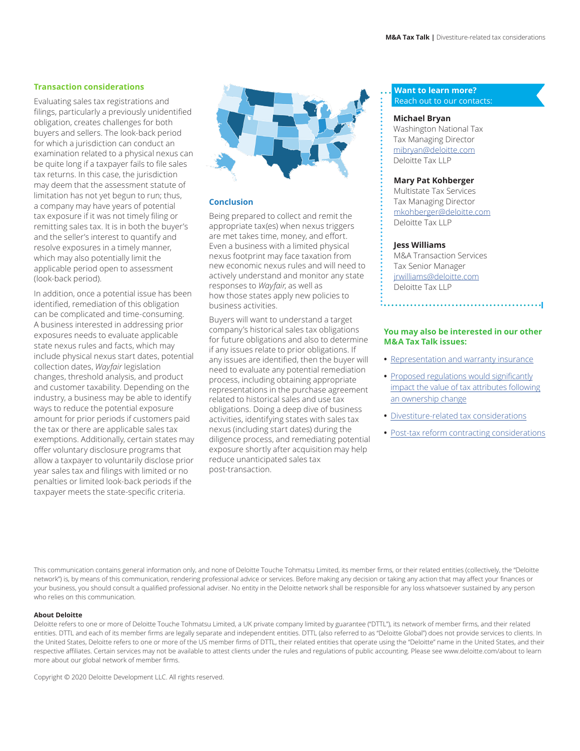## Transaction considerations

Evaluating sales tax registrations and filings, particularly a previously unidentified obligation, creates challenges for both buyers and sellers. The look-back period for which a jurisdiction can conduct an examination related to a physical nexus can be quite long if a taxpayer fails to file sales tax returns. In this case, the jurisdiction may deem that the assessment statute of limitation has not yet begun to run; thus, a company may have years of potential tax exposure if it was not timely filing or remitting sales tax. It is in both the buyer's and the seller's interest to quantify and resolve exposures in a timely manner, which may also potentially limit the applicable period open to assessment (look-back period).

In addition, once a potential issue has been identified, remediation of this obligation can be complicated and time-consuming. A business interested in addressing prior exposures needs to evaluate applicable state nexus rules and facts, which may include physical nexus start dates, potential collection dates, *Wayfair* legislation changes, threshold analysis, and product and customer taxability. Depending on the industry, a business may be able to identify ways to reduce the potential exposure amount for prior periods if customers paid the tax or there are applicable sales tax exemptions. Additionally, certain states may offer voluntary disclosure programs that allow a taxpayer to voluntarily disclose prior year sales tax and filings with limited or no penalties or limited look-back periods if the taxpayer meets the state-specific criteria.

## Conclusion

Being prepared to collect and remit the appropriate tax(es) when nexus triggers are met takes time, money, and effort. Even a business with a limited physical nexus footprint may face taxation from new economic nexus rules and will need to actively understand and monitor any state responses to *Wayfair*, as well as how those states apply new policies to business activities.

Buyers will want to understand a target company's historical sales tax obligations for future obligations and also to determine if any issues relate to prior obligations. If any issues are identified, then the buyer will need to evaluate any potential remediation process, including obtaining appropriate representations in the purchase agreement related to historical sales and use tax obligations. Doing a deep dive of business activities, identifying states with sales tax nexus (including start dates) during the diligence process, and remediating potential exposure shortly after acquisition may help reduce unanticipated sales tax post-transaction.

**Want to learn more?**
Reach out to our contacts:

**Michael Bryan**
Washington National Tax
Tax Managing Director
mibryan@deloitte.com
Deloitte Tax LLP

**Mary Pat Kohberger**
Multistate Tax Services
Tax Managing Director
mkohberger@deloitte.com
Deloitte Tax LLP

**Jess Williams**
M&A Transaction Services
Tax Senior Manager
jrwilliams@deloitte.com
Deloitte Tax LLP

**You may also be interested in our other M&A Tax Talk issues:**

- Representation and warranty insurance
- Proposed regulations would significantly impact the value of tax attributes following an ownership change
- Divestiture-related tax considerations
- Post-tax reform contracting considerations

This communication contains general information only, and none of Deloitte Touche Tohmatsu Limited, its member firms, or their related entities (collectively, the "Deloitte network") is, by means of this communication, rendering professional advice or services. Before making any decision or taking any action that may affect your finances or your business, you should consult a qualified professional adviser. No entity in the Deloitte network shall be responsible for any loss whatsoever sustained by any person who relies on this communication.

**About Deloitte**
Deloitte refers to one or more of Deloitte Touche Tohmatsu Limited, a UK private company limited by guarantee ("DTTL"), its network of member firms, and their related entities. DTTL and each of its member firms are legally separate and independent entities. DTTL (also referred to as "Deloitte Global") does not provide services to clients. In the United States, Deloitte refers to one or more of the US member firms of DTTL, their related entities that operate using the "Deloitte" name in the United States, and their respective affiliates. Certain services may not be available to attest clients under the rules and regulations of public accounting. Please see www.deloitte.com/about to learn more about our global network of member firms.

Copyright © 2020 Deloitte Development LLC. All rights reserved.